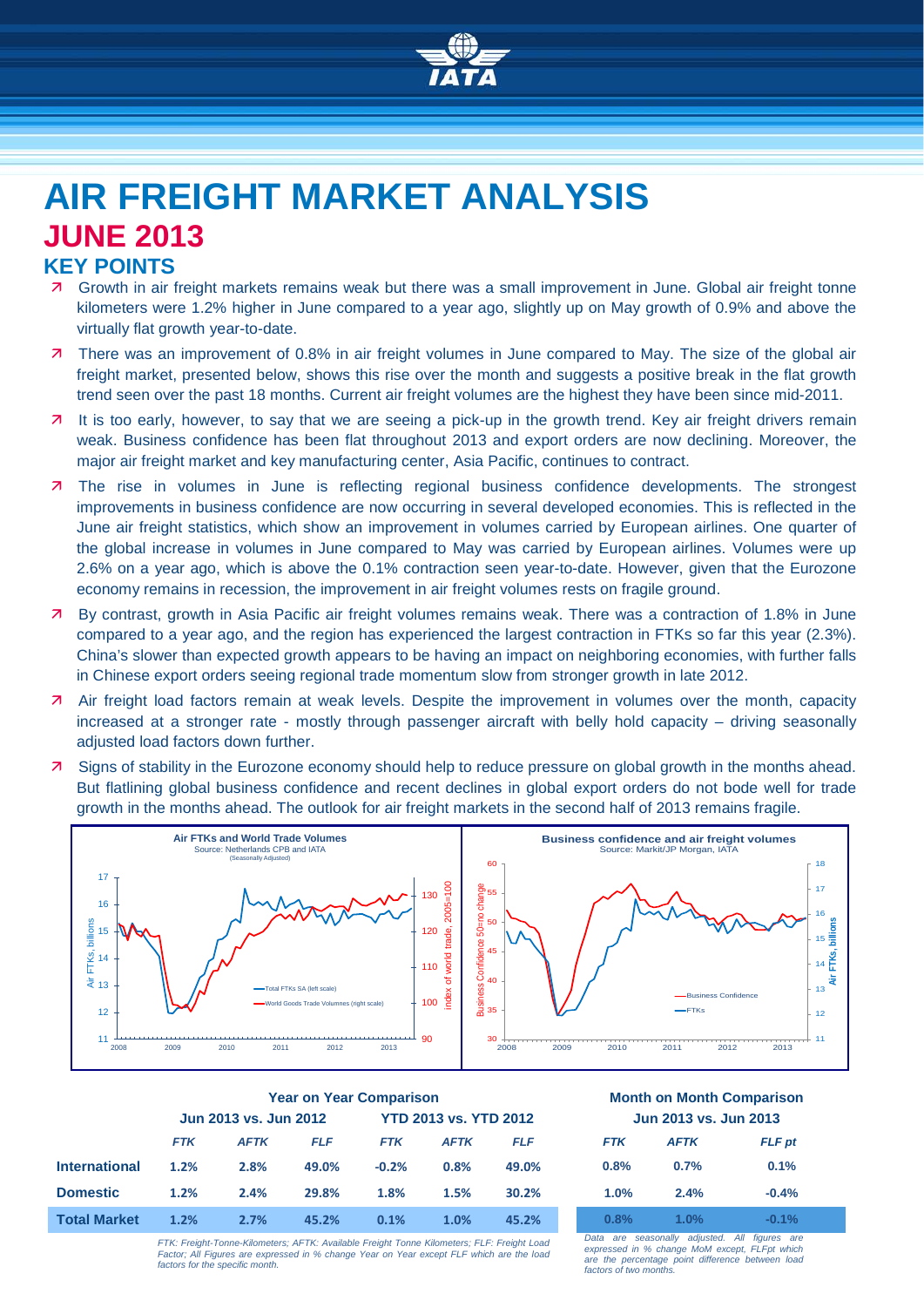# AIR FREIGHT MARKET ANALYSIS

## JUNE 2013

### KEY POINTS

- Growth in air freight markets remains weak but there was a small improvement in June. Global air freight tonne kilometers were 1.2% higher in June compared to a year ago, slightly up on May growth of 0.9% and above the virtually flat growth year-to-date.
- There was an improvement of 0.8% in air freight volumes in June compared to May. The size of the global air freight market, presented below, shows this rise over the month and suggests a positive break in the flat growth trend seen over the past 18 months. Current air freight volumes are the highest they have been since mid-2011.
- It is too early, however, to say that we are seeing a pick-up in the growth trend. Key air freight drivers remain weak. Business confidence has been flat throughout 2013 and export orders are now declining. Moreover, the major air freight market and key manufacturing center, Asia Pacific, continues to contract.
- The rise in volumes in June is reflecting regional business confidence developments. The strongest improvements in business confidence are now occurring in several developed economies. This is reflected in the June air freight statistics, which show an improvement in volumes carried by European airlines. One quarter of the global increase in volumes in June compared to May was carried by European airlines. Volumes were up 2.6% on a year ago, which is above the 0.1% contraction seen year-to-date. However, given that the Eurozone economy remains in recession, the improvement in air freight volumes rests on fragile ground.
- By contrast, growth in Asia Pacific air freight volumes remains weak. There was a contraction of 1.8% in June compared to a year ago, and the region has experienced the largest contraction in FTKs so far this year (2.3%). China's slower than expected growth appears to be having an impact on neighboring economies, with further falls in Chinese export orders seeing regional trade momentum slow from stronger growth in late 2012.
- Air freight load factors remain at weak levels. Despite the improvement in volumes over the month, capacity increased at a stronger rate - mostly through passenger aircraft with belly hold capacity – driving seasonally adjusted load factors down further.
- Signs of stability in the Eurozone economy should help to reduce pressure on global growth in the months ahead. But flatlining global business confidence and recent declines in global export orders do not bode well for trade growth in the months ahead. The outlook for air freight markets in the second half of 2013 remains fragile.

**Air FTKs and World Trade Volumes**
Source: Netherlands CPB and IATA
(Seasonally Adjusted)

**Business confidence and air freight volumes**
Source: Markit/JP Morgan, IATA

| | Year on Year Comparison | | | | | | Month on Month Comparison | | |
|---|---|---|---|---|---|---|---|---|---|
| | Jun 2013 vs. Jun 2012 | | | YTD 2013 vs. YTD 2012 | | | Jun 2013 vs. Jun 2013 | | |
| | *FTK* | *AFTK* | *FLF* | *FTK* | *AFTK* | *FLF* | *FTK* | *AFTK* | *FLF pt* |
| **International** | 1.2% | 2.8% | 49.0% | -0.2% | 0.8% | 49.0% | 0.8% | 0.7% | 0.1% |
| **Domestic** | 1.2% | 2.4% | 29.8% | 1.8% | 1.5% | 30.2% | 1.0% | 2.4% | -0.4% |
| **Total Market** | 1.2% | 2.7% | 45.2% | 0.1% | 1.0% | 45.2% | 0.8% | 1.0% | -0.1% |

*FTK: Freight-Tonne-Kilometers; AFTK: Available Freight Tonne Kilometers; FLF: Freight Load Factor; All Figures are expressed in % change Year on Year except FLF which are the load factors for the specific month.*

*Data are seasonally adjusted. All figures are expressed in % change MoM except, FLFpt which are the percentage point difference between load factors of two months.*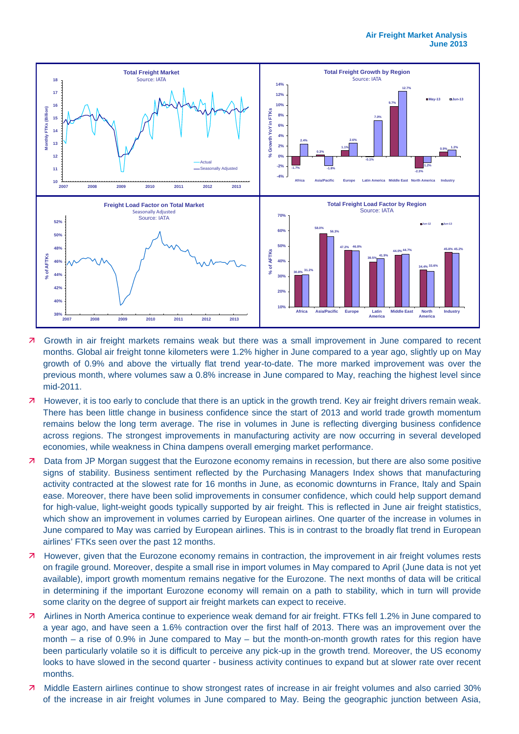- Growth in air freight markets remains weak but there was a small improvement in June compared to recent months. Global air freight tonne kilometers were 1.2% higher in June compared to a year ago, slightly up on May growth of 0.9% and above the virtually flat trend year-to-date. The more marked improvement was over the previous month, where volumes saw a 0.8% increase in June compared to May, reaching the highest level since mid-2011.
- However, it is too early to conclude that there is an uptick in the growth trend. Key air freight drivers remain weak. There has been little change in business confidence since the start of 2013 and world trade growth momentum remains below the long term average. The rise in volumes in June is reflecting diverging business confidence across regions. The strongest improvements in manufacturing activity are now occurring in several developed economies, while weakness in China dampens overall emerging market performance.
- Data from JP Morgan suggest that the Eurozone economy remains in recession, but there are also some positive signs of stability. Business sentiment reflected by the Purchasing Managers Index shows that manufacturing activity contracted at the slowest rate for 16 months in June, as economic downturns in France, Italy and Spain ease. Moreover, there have been solid improvements in consumer confidence, which could help support demand for high-value, light-weight goods typically supported by air freight. This is reflected in June air freight statistics, which show an improvement in volumes carried by European airlines. One quarter of the increase in volumes in June compared to May was carried by European airlines. This is in contrast to the broadly flat trend in European airlines' FTKs seen over the past 12 months.
- However, given that the Eurozone economy remains in contraction, the improvement in air freight volumes rests on fragile ground. Moreover, despite a small rise in import volumes in May compared to April (June data is not yet available), import growth momentum remains negative for the Eurozone. The next months of data will be critical in determining if the important Eurozone economy will remain on a path to stability, which in turn will provide some clarity on the degree of support air freight markets can expect to receive.
- Airlines in North America continue to experience weak demand for air freight. FTKs fell 1.2% in June compared to a year ago, and have seen a 1.6% contraction over the first half of 2013. There was an improvement over the month – a rise of 0.9% in June compared to May – but the month-on-month growth rates for this region have been particularly volatile so it is difficult to perceive any pick-up in the growth trend. Moreover, the US economy looks to have slowed in the second quarter - business activity continues to expand but at slower rate over recent months.
- Middle Eastern airlines continue to show strongest rates of increase in air freight volumes and also carried 30% of the increase in air freight volumes in June compared to May. Being the geographic junction between Asia,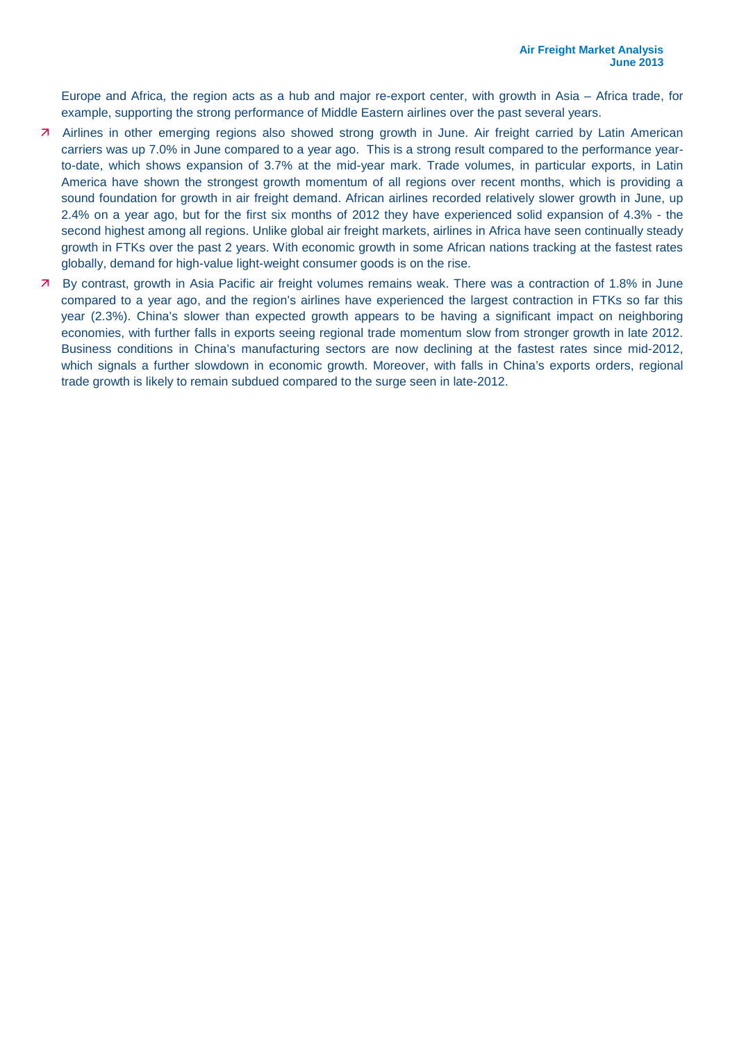Europe and Africa, the region acts as a hub and major re-export center, with growth in Asia – Africa trade, for example, supporting the strong performance of Middle Eastern airlines over the past several years.

- Airlines in other emerging regions also showed strong growth in June. Air freight carried by Latin American carriers was up 7.0% in June compared to a year ago. This is a strong result compared to the performance year-to-date, which shows expansion of 3.7% at the mid-year mark. Trade volumes, in particular exports, in Latin America have shown the strongest growth momentum of all regions over recent months, which is providing a sound foundation for growth in air freight demand. African airlines recorded relatively slower growth in June, up 2.4% on a year ago, but for the first six months of 2012 they have experienced solid expansion of 4.3% - the second highest among all regions. Unlike global air freight markets, airlines in Africa have seen continually steady growth in FTKs over the past 2 years. With economic growth in some African nations tracking at the fastest rates globally, demand for high-value light-weight consumer goods is on the rise.
- By contrast, growth in Asia Pacific air freight volumes remains weak. There was a contraction of 1.8% in June compared to a year ago, and the region's airlines have experienced the largest contraction in FTKs so far this year (2.3%). China's slower than expected growth appears to be having a significant impact on neighboring economies, with further falls in exports seeing regional trade momentum slow from stronger growth in late 2012. Business conditions in China's manufacturing sectors are now declining at the fastest rates since mid-2012, which signals a further slowdown in economic growth. Moreover, with falls in China's exports orders, regional trade growth is likely to remain subdued compared to the surge seen in late-2012.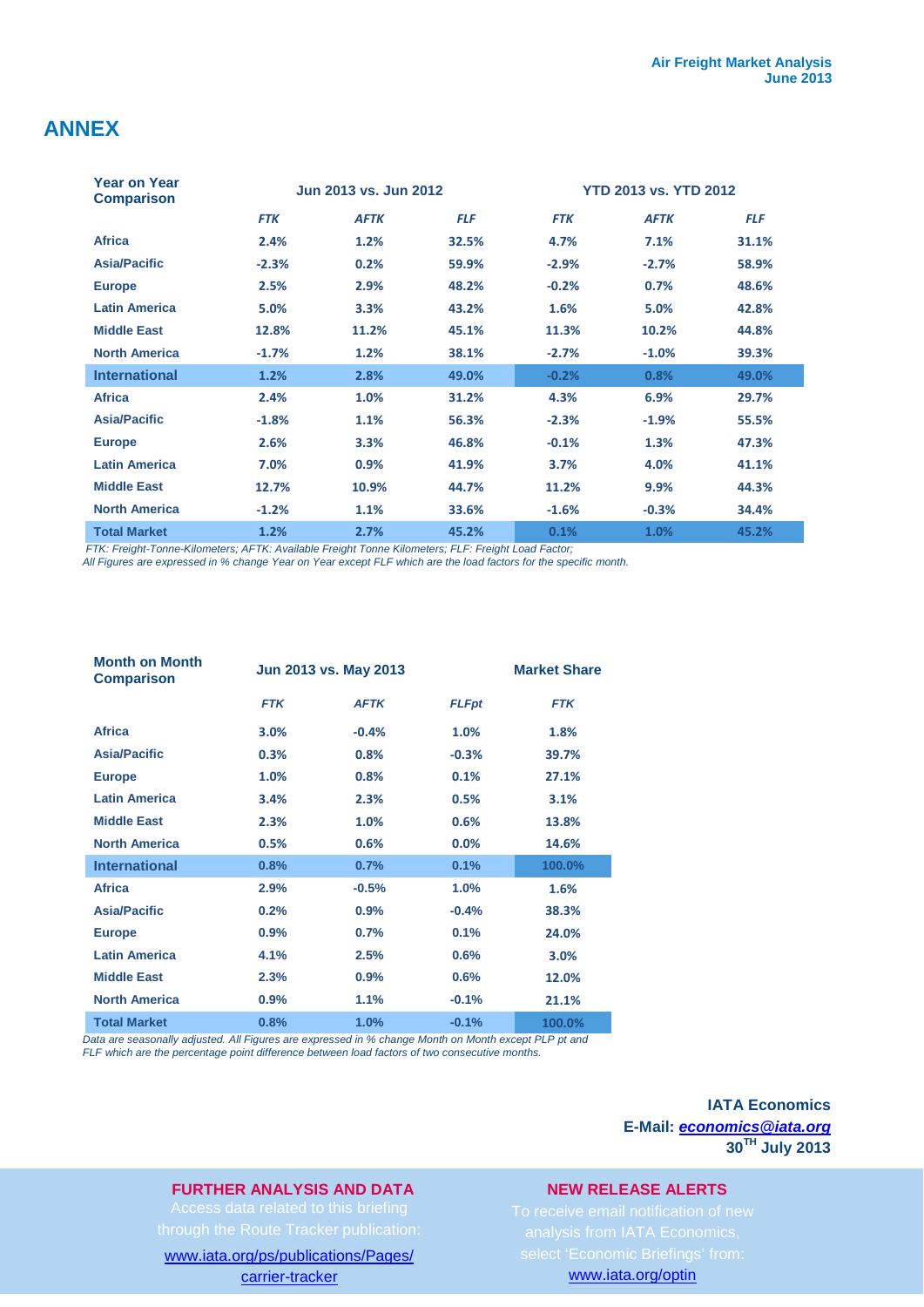## ANNEX

| Year on Year Comparison | Jun 2013 vs. Jun 2012 | | | YTD 2013 vs. YTD 2012 | | |
|---|---|---|---|---|---|---|
| | *FTK* | *AFTK* | *FLF* | *FTK* | *AFTK* | *FLF* |
| Africa | 2.4% | 1.2% | 32.5% | 4.7% | 7.1% | 31.1% |
| Asia/Pacific | -2.3% | 0.2% | 59.9% | -2.9% | -2.7% | 58.9% |
| Europe | 2.5% | 2.9% | 48.2% | -0.2% | 0.7% | 48.6% |
| Latin America | 5.0% | 3.3% | 43.2% | 1.6% | 5.0% | 42.8% |
| Middle East | 12.8% | 11.2% | 45.1% | 11.3% | 10.2% | 44.8% |
| North America | -1.7% | 1.2% | 38.1% | -2.7% | -1.0% | 39.3% |
| **International** | 1.2% | 2.8% | 49.0% | -0.2% | 0.8% | 49.0% |
| Africa | 2.4% | 1.0% | 31.2% | 4.3% | 6.9% | 29.7% |
| Asia/Pacific | -1.8% | 1.1% | 56.3% | -2.3% | -1.9% | 55.5% |
| Europe | 2.6% | 3.3% | 46.8% | -0.1% | 1.3% | 47.3% |
| Latin America | 7.0% | 0.9% | 41.9% | 3.7% | 4.0% | 41.1% |
| Middle East | 12.7% | 10.9% | 44.7% | 11.2% | 9.9% | 44.3% |
| North America | -1.2% | 1.1% | 33.6% | -1.6% | -0.3% | 34.4% |
| **Total Market** | 1.2% | 2.7% | 45.2% | 0.1% | 1.0% | 45.2% |

*FTK: Freight-Tonne-Kilometers; AFTK: Available Freight Tonne Kilometers; FLF: Freight Load Factor;*
*All Figures are expressed in % change Year on Year except FLF which are the load factors for the specific month.*

| Month on Month Comparison | Jun 2013 vs. May 2013 | | | Market Share |
|---|---|---|---|---|
| | *FTK* | *AFTK* | *FLFpt* | *FTK* |
| Africa | 3.0% | -0.4% | 1.0% | 1.8% |
| Asia/Pacific | 0.3% | 0.8% | -0.3% | 39.7% |
| Europe | 1.0% | 0.8% | 0.1% | 27.1% |
| Latin America | 3.4% | 2.3% | 0.5% | 3.1% |
| Middle East | 2.3% | 1.0% | 0.6% | 13.8% |
| North America | 0.5% | 0.6% | 0.0% | 14.6% |
| **International** | 0.8% | 0.7% | 0.1% | 100.0% |
| Africa | 2.9% | -0.5% | 1.0% | 1.6% |
| Asia/Pacific | 0.2% | 0.9% | -0.4% | 38.3% |
| Europe | 0.9% | 0.7% | 0.1% | 24.0% |
| Latin America | 4.1% | 2.5% | 0.6% | 3.0% |
| Middle East | 2.3% | 0.9% | 0.6% | 12.0% |
| North America | 0.9% | 1.1% | -0.1% | 21.1% |
| **Total Market** | 0.8% | 1.0% | -0.1% | 100.0% |

*Data are seasonally adjusted. All Figures are expressed in % change Month on Month except PLP pt and FLF which are the percentage point difference between load factors of two consecutive months.*

**IATA Economics**
**E-Mail: [economics@iata.org](mailto:economics@iata.org)**
**30TH July 2013**

**FURTHER ANALYSIS AND DATA**
Access data related to this briefing through the Route Tracker publication:
[www.iata.org/ps/publications/Pages/carrier-tracker](www.iata.org/ps/publications/Pages/carrier-tracker)

**NEW RELEASE ALERTS**
To receive email notification of new analysis from IATA Economics, select 'Economic Briefings' from:
[www.iata.org/optin](www.iata.org/optin)